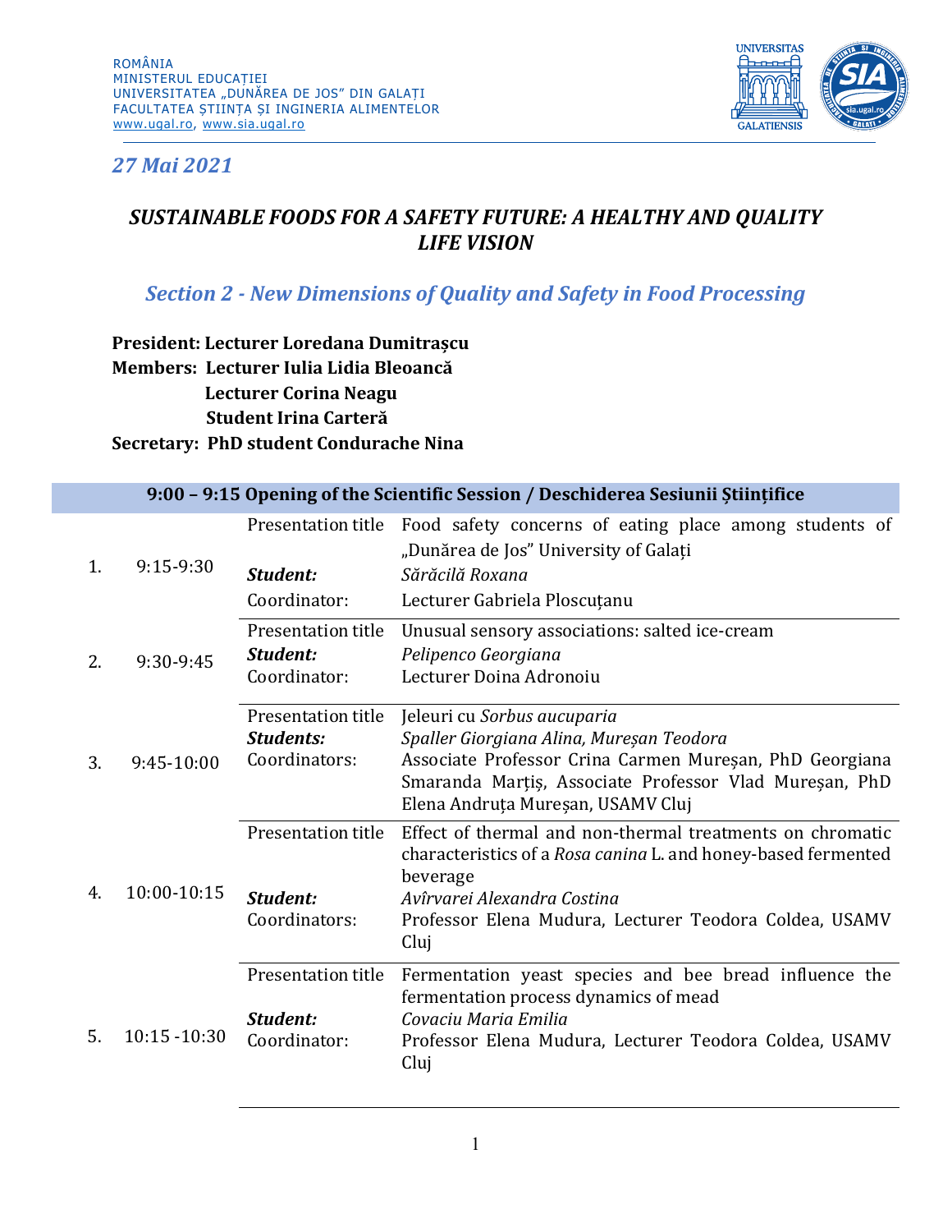ROMÂNIA
MINISTERUL EDUCAȚIEI
UNIVERSITATEA „DUNĂREA DE JOS" DIN GALAȚI
FACULTATEA ȘTIINȚA ȘI INGINERIA ALIMENTELOR
www.ugal.ro, www.sia.ugal.ro

*27 Mai 2021*

# *SUSTAINABLE FOODS FOR A SAFETY FUTURE: A HEALTHY AND QUALITY LIFE VISION*

## *Section 2 - New Dimensions of Quality and Safety in Food Processing*

**President: Lecturer Loredana Dumitrașcu**
**Members: Lecturer Iulia Lidia Bleoancă**
**Lecturer Corina Neagu**
**Student Irina Carteră**
**Secretary: PhD student Condurache Nina**

| **9:00 – 9:15 Opening of the Scientific Session / Deschiderea Sesiunii Științifice** | | | |
|---|---|---|---|
| 1. | 9:15-9:30 | Presentation title<br>***Student:***<br>Coordinator: | Food safety concerns of eating place among students of „Dunărea de Jos" University of Galați<br>*Sărăcilă Roxana*<br>Lecturer Gabriela Ploscuțanu |
| 2. | 9:30-9:45 | Presentation title<br>***Student:***<br>Coordinator: | Unusual sensory associations: salted ice-cream<br>*Pelipenco Georgiana*<br>Lecturer Doina Adronoiu |
| 3. | 9:45-10:00 | Presentation title<br>***Students:***<br>Coordinators: | Jeleuri cu *Sorbus aucuparia*<br>*Spaller Giorgiana Alina, Mureșan Teodora*<br>Associate Professor Crina Carmen Mureșan, PhD Georgiana Smaranda Marțiș, Associate Professor Vlad Mureșan, PhD Elena Andruța Mureșan, USAMV Cluj |
| 4. | 10:00-10:15 | Presentation title<br>***Student:***<br>Coordinators: | Effect of thermal and non-thermal treatments on chromatic characteristics of a *Rosa canina* L. and honey-based fermented beverage<br>*Avîrvarei Alexandra Costina*<br>Professor Elena Mudura, Lecturer Teodora Coldea, USAMV Cluj |
| 5. | 10:15 -10:30 | Presentation title<br>***Student:***<br>Coordinator: | Fermentation yeast species and bee bread influence the fermentation process dynamics of mead<br>*Covaciu Maria Emilia*<br>Professor Elena Mudura, Lecturer Teodora Coldea, USAMV Cluj |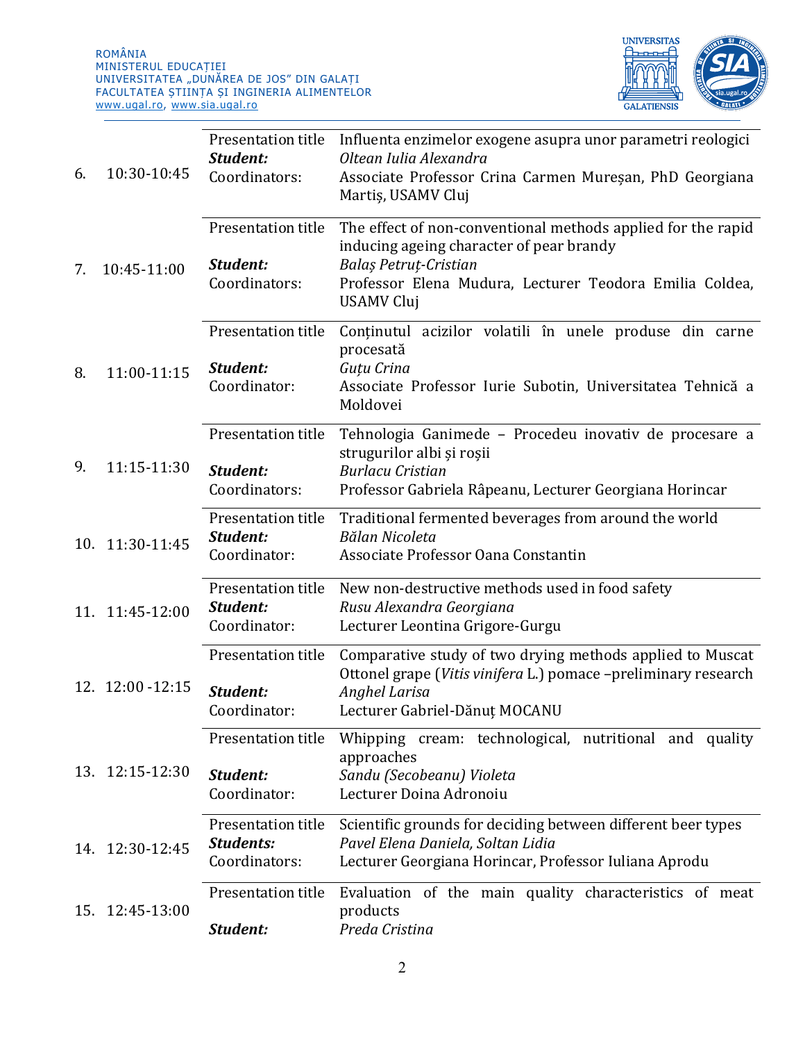| No. | Time | | |
|---|---|---|---|
| 6. | 10:30-10:45 | Presentation title | Influenta enzimelor exogene asupra unor parametri reologici |
| | | ***Student:*** | *Oltean Iulia Alexandra* |
| | | Coordinators: | Associate Professor Crina Carmen Mureșan, PhD Georgiana Martiș, USAMV Cluj |
| 7. | 10:45-11:00 | Presentation title | The effect of non-conventional methods applied for the rapid inducing ageing character of pear brandy |
| | | ***Student:*** | *Balaș Petruț-Cristian* |
| | | Coordinators: | Professor Elena Mudura, Lecturer Teodora Emilia Coldea, USAMV Cluj |
| 8. | 11:00-11:15 | Presentation title | Conținutul acizilor volatili în unele produse din carne procesată |
| | | ***Student:*** | *Guțu Crina* |
| | | Coordinator: | Associate Professor Iurie Subotin, Universitatea Tehnică a Moldovei |
| 9. | 11:15-11:30 | Presentation title | Tehnologia Ganimede – Procedeu inovativ de procesare a strugurilor albi și roșii |
| | | ***Student:*** | *Burlacu Cristian* |
| | | Coordinators: | Professor Gabriela Râpeanu, Lecturer Georgiana Horincar |
| 10. | 11:30-11:45 | Presentation title | Traditional fermented beverages from around the world |
| | | ***Student:*** | *Bălan Nicoleta* |
| | | Coordinator: | Associate Professor Oana Constantin |
| 11. | 11:45-12:00 | Presentation title | New non-destructive methods used in food safety |
| | | ***Student:*** | *Rusu Alexandra Georgiana* |
| | | Coordinator: | Lecturer Leontina Grigore-Gurgu |
| 12. | 12:00 -12:15 | Presentation title | Comparative study of two drying methods applied to Muscat Ottonel grape (*Vitis vinifera* L.) pomace –preliminary research |
| | | ***Student:*** | *Anghel Larisa* |
| | | Coordinator: | Lecturer Gabriel-Dănuț MOCANU |
| 13. | 12:15-12:30 | Presentation title | Whipping cream: technological, nutritional and quality approaches |
| | | ***Student:*** | *Sandu (Secobeanu) Violeta* |
| | | Coordinator: | Lecturer Doina Adronoiu |
| 14. | 12:30-12:45 | Presentation title | Scientific grounds for deciding between different beer types |
| | | ***Students:*** | *Pavel Elena Daniela, Soltan Lidia* |
| | | Coordinators: | Lecturer Georgiana Horincar, Professor Iuliana Aprodu |
| 15. | 12:45-13:00 | Presentation title | Evaluation of the main quality characteristics of meat products |
| | | ***Student:*** | *Preda Cristina* |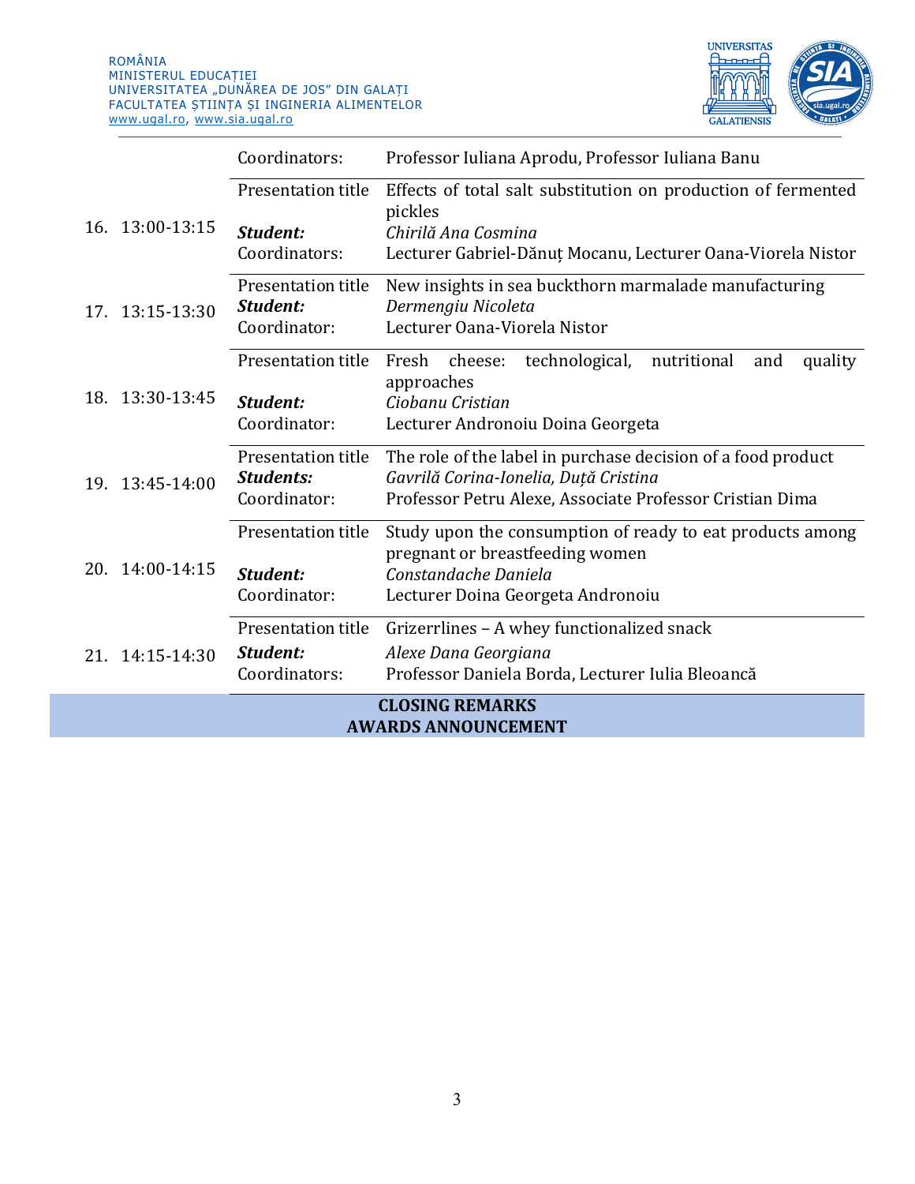| | | | |
|---|---|---|---|
| | | Coordinators: | Professor Iuliana Aprodu, Professor Iuliana Banu |
| 16. | 13:00-13:15 | Presentation title | Effects of total salt substitution on production of fermented pickles |
| | | ***Student:*** | *Chirilă Ana Cosmina* |
| | | Coordinators: | Lecturer Gabriel-Dănuț Mocanu, Lecturer Oana-Viorela Nistor |
| 17. | 13:15-13:30 | Presentation title | New insights in sea buckthorn marmalade manufacturing |
| | | ***Student:*** | *Dermengiu Nicoleta* |
| | | Coordinator: | Lecturer Oana-Viorela Nistor |
| 18. | 13:30-13:45 | Presentation title | Fresh cheese: technological, nutritional and quality approaches |
| | | ***Student:*** | *Ciobanu Cristian* |
| | | Coordinator: | Lecturer Andronoiu Doina Georgeta |
| 19. | 13:45-14:00 | Presentation title | The role of the label in purchase decision of a food product |
| | | ***Students:*** | *Gavrilă Corina-Ionelia, Duță Cristina* |
| | | Coordinator: | Professor Petru Alexe, Associate Professor Cristian Dima |
| 20. | 14:00-14:15 | Presentation title | Study upon the consumption of ready to eat products among pregnant or breastfeeding women |
| | | ***Student:*** | *Constandache Daniela* |
| | | Coordinator: | Lecturer Doina Georgeta Andronoiu |
| 21. | 14:15-14:30 | Presentation title | Grizerrlines – A whey functionalized snack |
| | | ***Student:*** | *Alexe Dana Georgiana* |
| | | Coordinators: | Professor Daniela Borda, Lecturer Iulia Bleoancă |

**CLOSING REMARKS**
**AWARDS ANNOUNCEMENT**